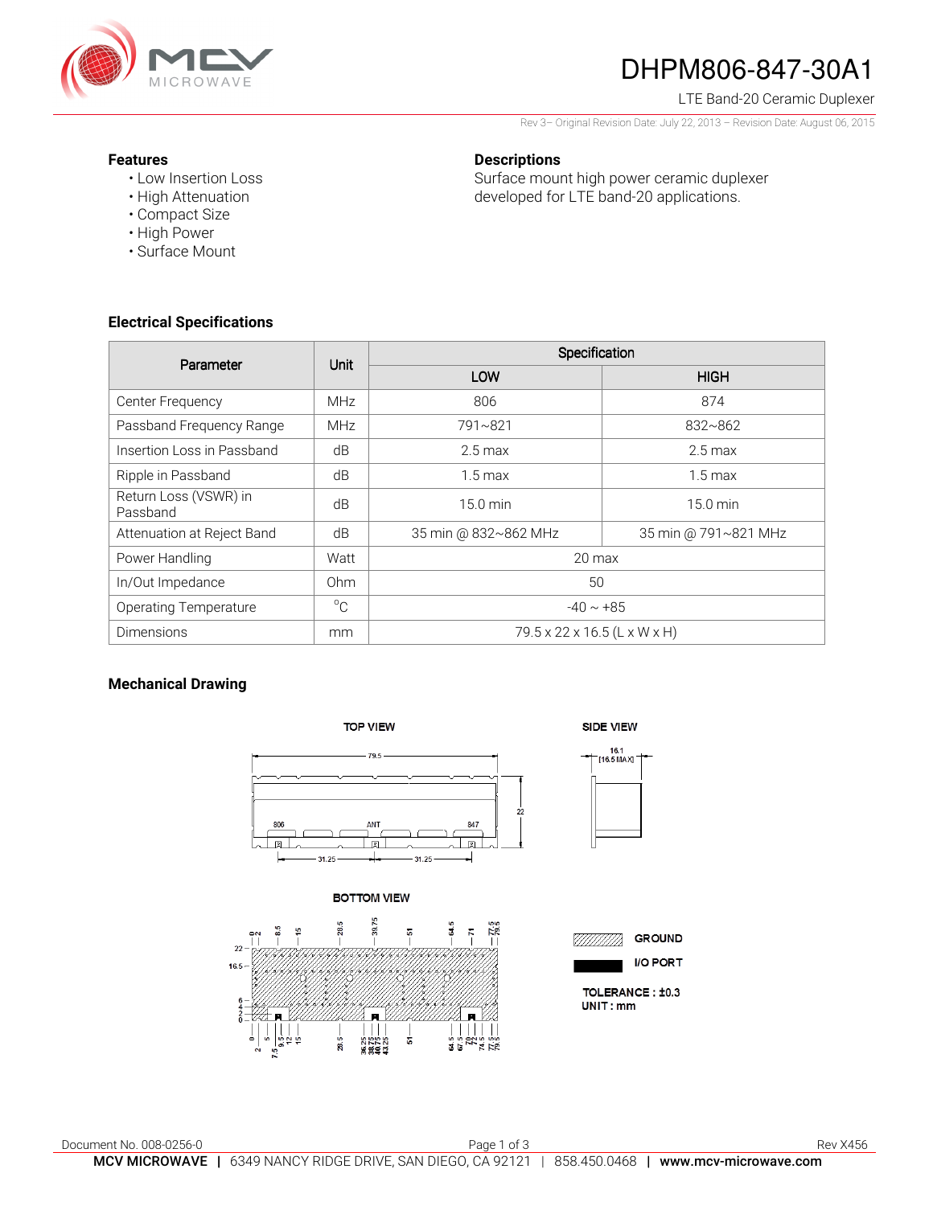# DHPM806-847-30A1

LTE Band-20 Ceramic Duplexer

Rev 3– Original Revision Date: July 22, 2013 – Revision Date: August 06, 2015

### Features

- Low Insertion Loss
- High Attenuation
- Compact Size
- High Power
- Surface Mount

### Descriptions

Surface mount high power ceramic duplexer developed for LTE band-20 applications.

### Electrical Specifications

| Parameter | Unit | Specification | |
|---|---|---|---|
| | | LOW | HIGH |
| Center Frequency | MHz | 806 | 874 |
| Passband Frequency Range | MHz | 791~821 | 832~862 |
| Insertion Loss in Passband | dB | 2.5 max | 2.5 max |
| Ripple in Passband | dB | 1.5 max | 1.5 max |
| Return Loss (VSWR) in Passband | dB | 15.0 min | 15.0 min |
| Attenuation at Reject Band | dB | 35 min @ 832~862 MHz | 35 min @ 791~821 MHz |
| Power Handling | Watt | 20 max | |
| In/Out Impedance | Ohm | 50 | |
| Operating Temperature | °C | -40 ~ +85 | |
| Dimensions | mm | 79.5 x 22 x 16.5 (L x W x H) | |

### Mechanical Drawing

TOP VIEW

SIDE VIEW

BOTTOM VIEW

GROUND

I/O PORT

TOLERANCE : ±0.3
UNIT : mm

Document No. 008-0256-0

Rev X456

**MCV MICROWAVE** | 6349 NANCY RIDGE DRIVE, SAN DIEGO, CA 92121 | 858.450.0468 | **www.mcv-microwave.com**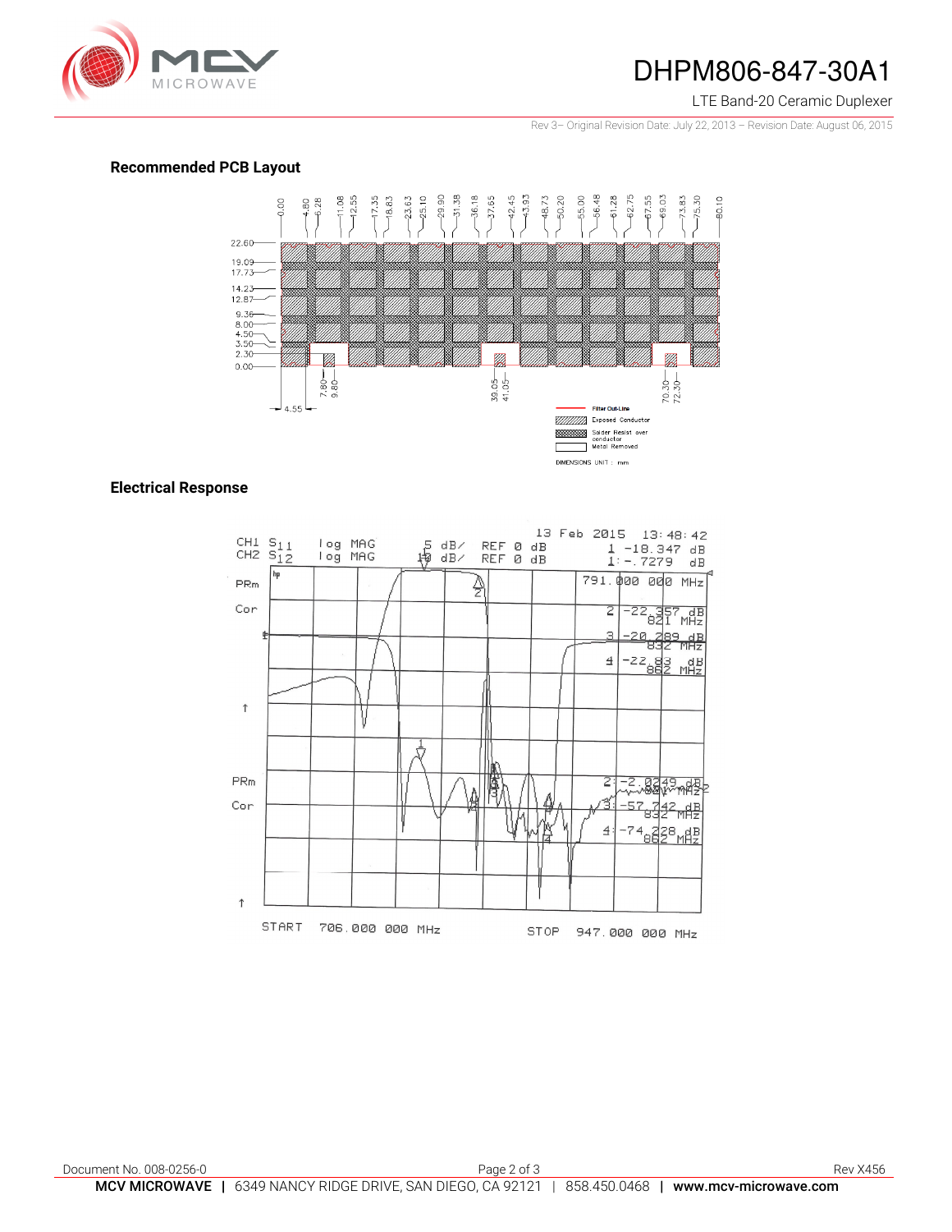## Recommended PCB Layout

0.00, 4.80, 6.28, 11.08, 12.55, 17.35, 18.83, 23.63, 25.10, 29.90, 31.38, 36.18, 37.65, 42.45, 43.93, 48.73, 50.20, 55.00, 56.48, 61.28, 62.75, 67.55, 69.03, 73.83, 75.30, 80.10

22.60, 19.09, 17.73, 14.23, 12.87, 9.36, 8.00, 4.50, 3.50, 2.30, 0.00

7.80, 9.80, 39.05, 41.05, 70.30, 72.30

4.55

- Filter Out-Line
- Exposed Conductor
- Solder Resist over conductor
- Metal Removed

DIMENSIONS UNIT : mm

## Electrical Response

CH1 $S_{11}$ log MAG 5 dB/ REF 0 dB
CH2 $S_{12}$ log MAG 10 dB/ REF 0 dB

13 Feb 2015 13:48:42

| Marker | CH1 ($S_{11}$) | CH2 ($S_{12}$) | Frequency |
|---|---|---|---|
| 1 | -18.347 dB | -.7279 dB | 791.000 000 MHz |
| 2 | -22.357 dB | -2.0249 dB | 821 MHz |
| 3 | -20.289 dB | -57.742 dB | 832 MHz |
| 4 | -22.83 dB | -74.228 dB | 862 MHz |

START 706.000 000 MHz STOP 947.000 000 MHz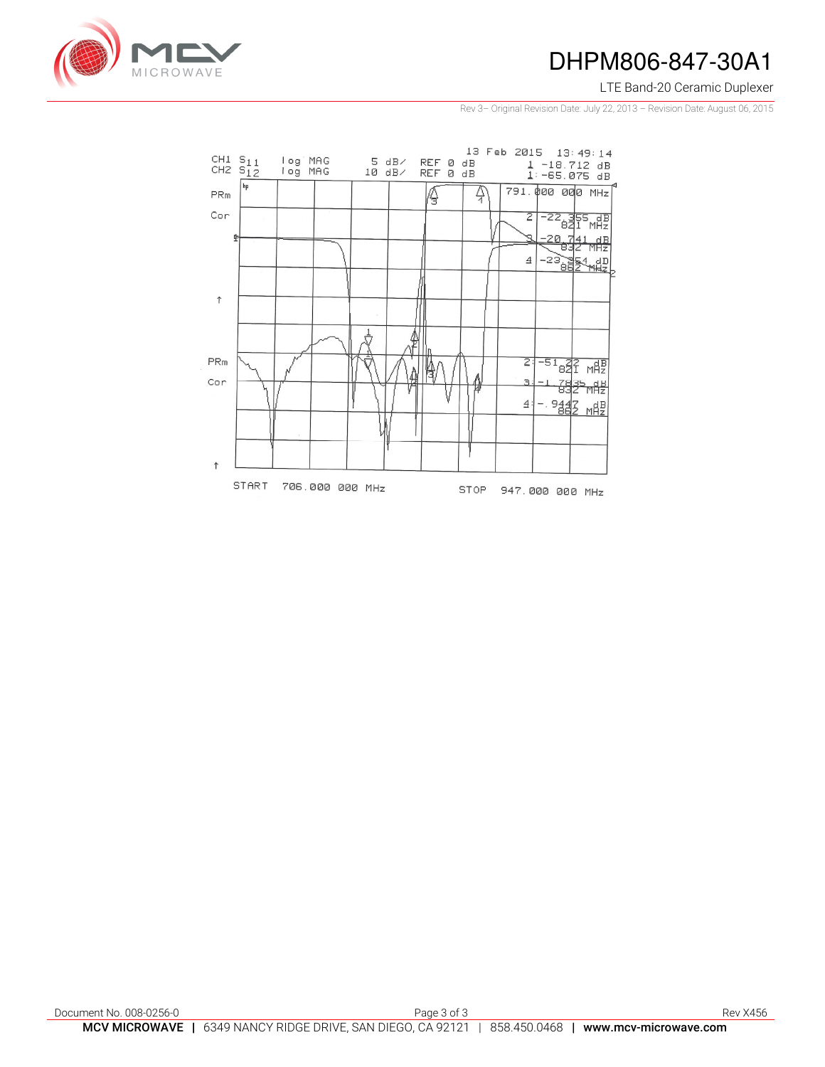CH1 $S_{11}$ log MAG 5 dB/ REF 0 dB

CH2 $S_{12}$ log MAG 10 dB/ REF 0 dB

13 Feb 2015 13:49:14

1 -18.712 dB

1: -65.075 dB

791.000 000 MHz

2 -22.355 dB 821 MHz

3 -20.741 dB 832 MHz

4 -23.354 dB 862 MHz

2: -51.22 dB 821 MHz

3: -1.7835 dB 832 MHz

4: -.9447 dB 862 MHz

PRm

Cor

START 706.000 000 MHz

STOP 947.000 000 MHz